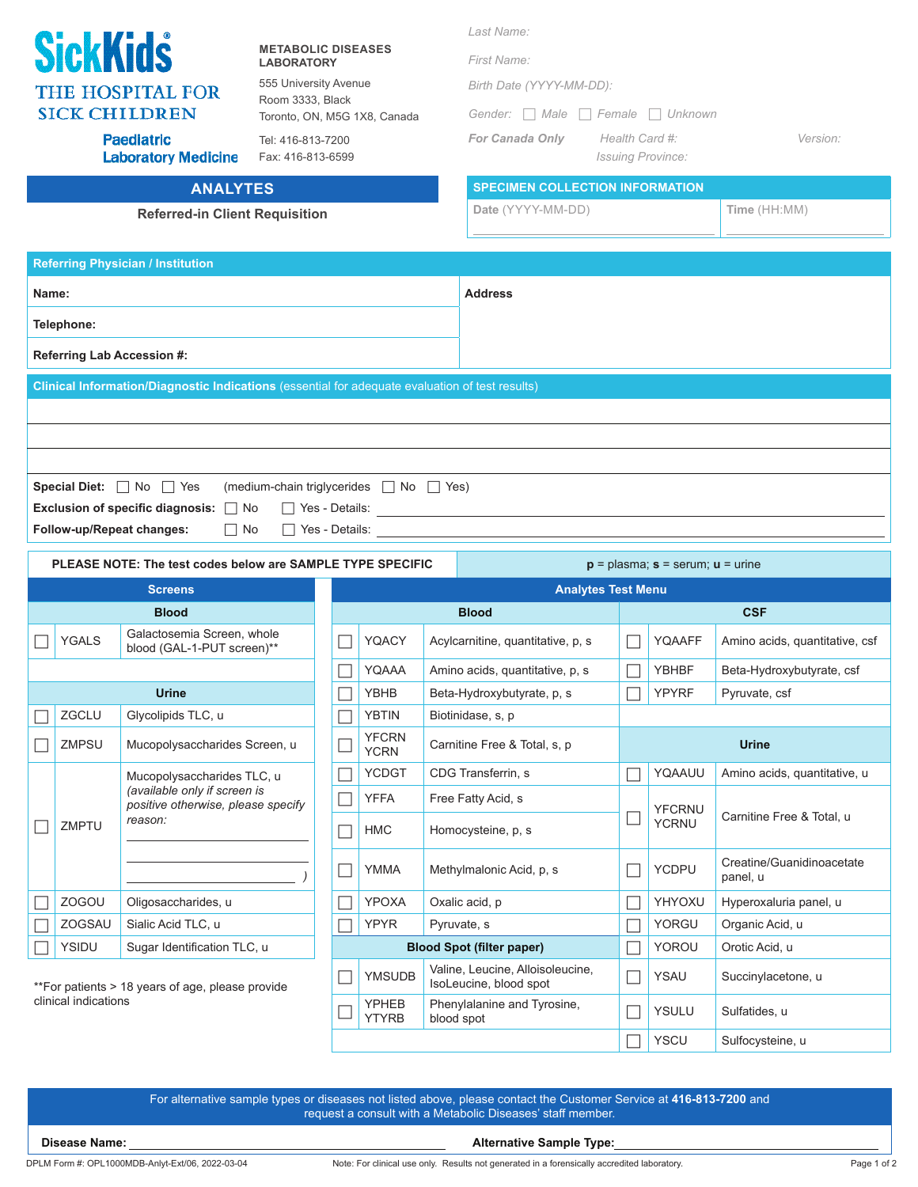**SickKids** THE HOSPITAL FOR SICK CHILDREN
**Paediatric Laboratory Medicine**

**METABOLIC DISEASES LABORATORY**
555 University Avenue
Room 3333, Black
Toronto, ON, M5G 1X8, Canada

Tel: 416-813-7200
Fax: 416-813-6599

Last Name:

First Name:

Birth Date (YYYY-MM-DD):

Gender: ☐ Male ☐ Female ☐ Unknown

**For Canada Only** Health Card #: Version:

Issuing Province:

# ANALYTES

**Referred-in Client Requisition**

## SPECIMEN COLLECTION INFORMATION

| **Date** (YYYY-MM-DD) | **Time** (HH:MM) |
|---|---|
| | |

## Referring Physician / Institution

| | |
|---|---|
| **Name:** | **Address** |
| **Telephone:** | |
| **Referring Lab Accession #:** | |

## Clinical Information/Diagnostic Indications (essential for adequate evaluation of test results)

**Special Diet:** ☐ No ☐ Yes (medium-chain triglycerides ☐ No ☐ Yes)

**Exclusion of specific diagnosis:** ☐ No ☐ Yes - Details: ______________________

**Follow-up/Repeat changes:** ☐ No ☐ Yes - Details: ______________________

**PLEASE NOTE: The test codes below are SAMPLE TYPE SPECIFIC** — **p** = plasma; **s** = serum; **u** = urine

### Screens

| | Code | Test |
|---|---|---|
| **Blood** | | |
| ☐ | YGALS | Galactosemia Screen, whole blood (GAL-1-PUT screen)** |
| **Urine** | | |
| ☐ | ZGCLU | Glycolipids TLC, u |
| ☐ | ZMPSU | Mucopolysaccharides Screen, u |
| ☐ | ZMPTU | Mucopolysaccharides TLC, u *(available only if screen is positive otherwise, please specify reason: ______________________ )* |
| ☐ | ZOGOU | Oligosaccharides, u |
| ☐ | ZOGSAU | Sialic Acid TLC, u |
| ☐ | YSIDU | Sugar Identification TLC, u |

**For patients > 18 years of age, please provide clinical indications

### Analytes Test Menu

| | Code | Test | | Code | Test |
|---|---|---|---|---|---|
| **Blood** | | | **CSF** | | |
| ☐ | YQACY | Acylcarnitine, quantitative, p, s | ☐ | YQAAFF | Amino acids, quantitative, csf |
| ☐ | YQAAA | Amino acids, quantitative, p, s | ☐ | YBHBF | Beta-Hydroxybutyrate, csf |
| ☐ | YBHB | Beta-Hydroxybutyrate, p, s | ☐ | YPYRF | Pyruvate, csf |
| ☐ | YBTIN | Biotinidase, s, p | | | |
| ☐ | YFCRN YCRN | Carnitine Free & Total, s, p | **Urine** | | |
| ☐ | YCDGT | CDG Transferrin, s | ☐ | YQAAU | Amino acids, quantitative, u |
| ☐ | YFFA | Free Fatty Acid, s | ☐ | YFCRNU YCRNU | Carnitine Free & Total, u |
| ☐ | HMC | Homocysteine, p, s | | | |
| ☐ | YMMA | Methylmalonic Acid, p, s | ☐ | YCDPU | Creatine/Guanidinoacetate panel, u |
| ☐ | YPOXA | Oxalic acid, p | ☐ | YHYOXU | Hyperoxaluria panel, u |
| ☐ | YPYR | Pyruvate, s | ☐ | YORGU | Organic Acid, u |
| **Blood Spot (filter paper)** | | | ☐ | YOROU | Orotic Acid, u |
| ☐ | YMSUDB | Valine, Leucine, Alloisoleucine, IsoLeucine, blood spot | ☐ | YSAU | Succinylacetone, u |
| ☐ | YPHEB YTYRB | Phenylalanine and Tyrosine, blood spot | ☐ | YSULU | Sulfatides, u |
| | | | ☐ | YSCU | Sulfocysteine, u |

For alternative sample types or diseases not listed above, please contact the Customer Service at **416-813-7200** and request a consult with a Metabolic Diseases' staff member.

**Disease Name:** ______________________ **Alternative Sample Type:** ______________________

DPLM Form #: OPL1000MDB-Anlyt-Ext/06, 2022-03-04 — Note: For clinical use only. Results not generated in a forensically accredited laboratory.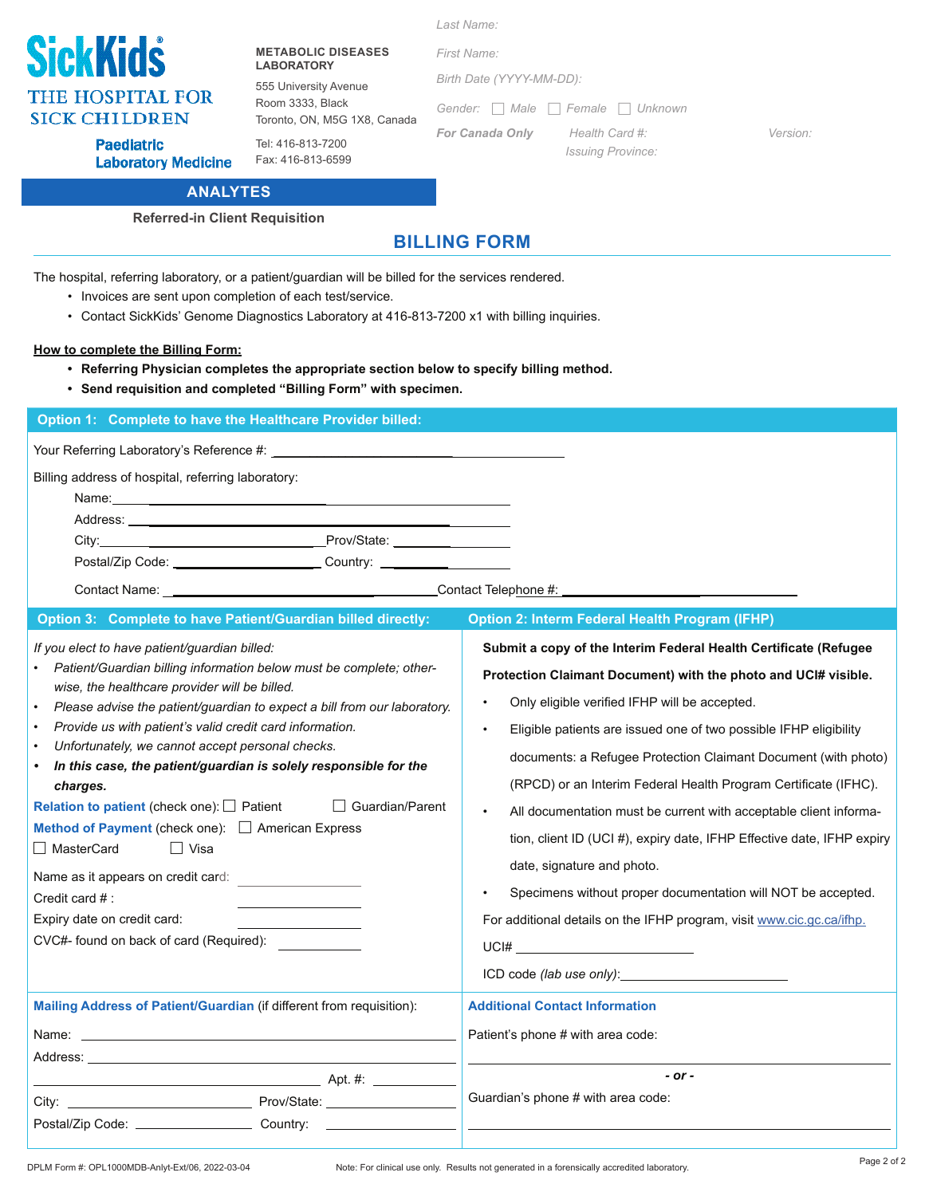SickKids® THE HOSPITAL FOR SICK CHILDREN

**Paediatric Laboratory Medicine**

**METABOLIC DISEASES LABORATORY**

555 University Avenue
Room 3333, Black
Toronto, ON, M5G 1X8, Canada

Tel: 416-813-7200
Fax: 416-813-6599

*Last Name:*

*First Name:*

*Birth Date (YYYY-MM-DD):*

*Gender:* ☐ *Male* ☐ *Female* ☐ *Unknown*

***For Canada Only*** *Health Card #:* *Version:*
*Issuing Province:*

## ANALYTES

**Referred-in Client Requisition**

# BILLING FORM

The hospital, referring laboratory, or a patient/guardian will be billed for the services rendered.

- Invoices are sent upon completion of each test/service.
- Contact SickKids' Genome Diagnostics Laboratory at 416-813-7200 x1 with billing inquiries.

**How to complete the Billing Form:**

- **Referring Physician completes the appropriate section below to specify billing method.**
- **Send requisition and completed "Billing Form" with specimen.**

## Option 1: Complete to have the Healthcare Provider billed:

Your Referring Laboratory's Reference #: ______________________

Billing address of hospital, referring laboratory:

Name: ______________________

Address: ______________________

City: ______________________ Prov/State: ______________________

Postal/Zip Code: ______________________ Country: ______________________

Contact Name: ______________________ Contact Telephone #: ______________________

## Option 3: Complete to have Patient/Guardian billed directly:

*If you elect to have patient/guardian billed:*

- *Patient/Guardian billing information below must be complete; otherwise, the healthcare provider will be billed.*
- *Please advise the patient/guardian to expect a bill from our laboratory.*
- *Provide us with patient's valid credit card information.*
- *Unfortunately, we cannot accept personal checks.*
- ***In this case, the patient/guardian is solely responsible for the charges.***

**Relation to patient** (check one): ☐ Patient ☐ Guardian/Parent

**Method of Payment** (check one): ☐ American Express ☐ MasterCard ☐ Visa

Name as it appears on credit card: ______________________

Credit card # : ______________________

Expiry date on credit card: ______________________

CVC#- found on back of card (Required): ______________________

## Option 2: Interm Federal Health Program (IFHP)

**Submit a copy of the Interim Federal Health Certificate (Refugee Protection Claimant Document) with the photo and UCI# visible.**

- Only eligible verified IFHP will be accepted.
- Eligible patients are issued one of two possible IFHP eligibility documents: a Refugee Protection Claimant Document (with photo) (RPCD) or an Interim Federal Health Program Certificate (IFHC).
- All documentation must be current with acceptable client information, client ID (UCI #), expiry date, IFHP Effective date, IFHP expiry date, signature and photo.
- Specimens without proper documentation will NOT be accepted.

For additional details on the IFHP program, visit www.cic.gc.ca/ifhp.

UCI# ______________________

ICD code *(lab use only)*: ______________________

### Mailing Address of Patient/Guardian (if different from requisition):

Name: ______________________

Address: ______________________

______________________ Apt. #: ______________________

City: ______________________ Prov/State: ______________________

Postal/Zip Code: ______________________ Country: ______________________

### Additional Contact Information

Patient's phone # with area code:

______________________

*- or -*

Guardian's phone # with area code:

______________________

DPLM Form #: OPL1000MDB-Anlyt-Ext/06, 2022-03-04

Note: For clinical use only. Results not generated in a forensically accredited laboratory.